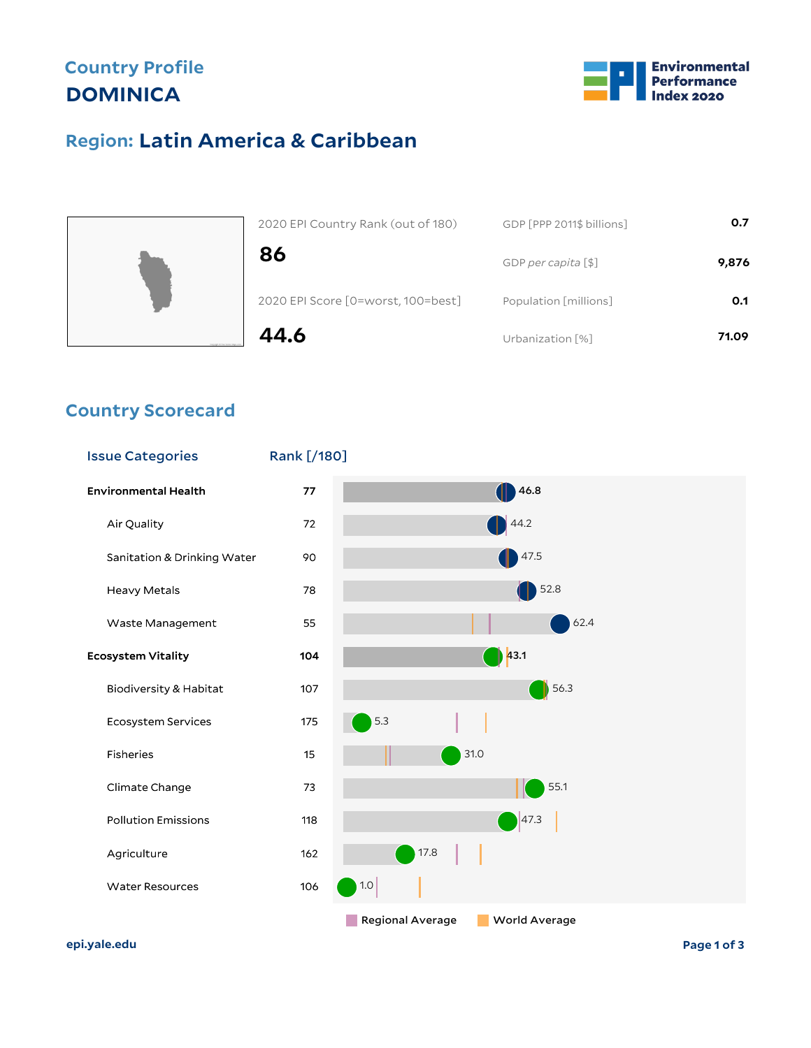Country Profile

# DOMINICA

Environmental Performance Index 2020

## Region: Latin America & Caribbean

| | |
|---|---|
| 2020 EPI Country Rank (out of 180) | **86** |
| 2020 EPI Score [0=worst, 100=best] | **44.6** |

| | |
|---|---|
| GDP [PPP 2011$ billions] | **0.7** |
| GDP *per capita* [$] | **9,876** |
| Population [millions] | **0.1** |
| Urbanization [%] | **71.09** |

## Country Scorecard

| Issue Categories | Rank [/180] | Score |
|---|---|---|
| **Environmental Health** | **77** | **46.8** |
| Air Quality | 72 | 44.2 |
| Sanitation & Drinking Water | 90 | 47.5 |
| Heavy Metals | 78 | 52.8 |
| Waste Management | 55 | 62.4 |
| **Ecosystem Vitality** | **104** | **43.1** |
| Biodiversity & Habitat | 107 | 56.3 |
| Ecosystem Services | 175 | 5.3 |
| Fisheries | 15 | 31.0 |
| Climate Change | 73 | 55.1 |
| Pollution Emissions | 118 | 47.3 |
| Agriculture | 162 | 17.8 |
| Water Resources | 106 | 1.0 |

Regional Average   World Average

epi.yale.edu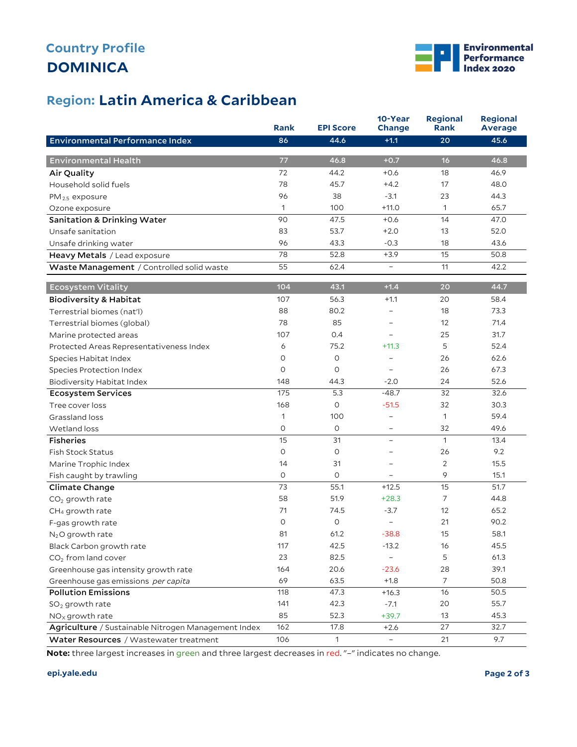Country Profile

# DOMINICA

## Region: Latin America & Caribbean

| | Rank | EPI Score | 10-Year Change | Regional Rank | Regional Average |
|---|---|---|---|---|---|
| **Environmental Performance Index** | 86 | 44.6 | +1.1 | 20 | 45.6 |
| **Environmental Health** | 77 | 46.8 | +0.7 | 16 | 46.8 |
| **Air Quality** | 72 | 44.2 | +0.6 | 18 | 46.9 |
| Household solid fuels | 78 | 45.7 | +4.2 | 17 | 48.0 |
| $PM_{2.5}$ exposure | 96 | 38 | -3.1 | 23 | 44.3 |
| Ozone exposure | 1 | 100 | +11.0 | 1 | 65.7 |
| **Sanitation & Drinking Water** | 90 | 47.5 | +0.6 | 14 | 47.0 |
| Unsafe sanitation | 83 | 53.7 | +2.0 | 13 | 52.0 |
| Unsafe drinking water | 96 | 43.3 | -0.3 | 18 | 43.6 |
| **Heavy Metals** / Lead exposure | 78 | 52.8 | +3.9 | 15 | 50.8 |
| **Waste Management** / Controlled solid waste | 55 | 62.4 | – | 11 | 42.2 |
| **Ecosystem Vitality** | 104 | 43.1 | +1.4 | 20 | 44.7 |
| **Biodiversity & Habitat** | 107 | 56.3 | +1.1 | 20 | 58.4 |
| Terrestrial biomes (nat'l) | 88 | 80.2 | – | 18 | 73.3 |
| Terrestrial biomes (global) | 78 | 85 | – | 12 | 71.4 |
| Marine protected areas | 107 | 0.4 | – | 25 | 31.7 |
| Protected Areas Representativeness Index | 6 | 75.2 | +11.3 | 5 | 52.4 |
| Species Habitat Index | 0 | 0 | – | 26 | 62.6 |
| Species Protection Index | 0 | 0 | – | 26 | 67.3 |
| Biodiversity Habitat Index | 148 | 44.3 | -2.0 | 24 | 52.6 |
| **Ecosystem Services** | 175 | 5.3 | -48.7 | 32 | 32.6 |
| Tree cover loss | 168 | 0 | -51.5 | 32 | 30.3 |
| Grassland loss | 1 | 100 | – | 1 | 59.4 |
| Wetland loss | 0 | 0 | – | 32 | 49.6 |
| **Fisheries** | 15 | 31 | – | 1 | 13.4 |
| Fish Stock Status | 0 | 0 | – | 26 | 9.2 |
| Marine Trophic Index | 14 | 31 | – | 2 | 15.5 |
| Fish caught by trawling | 0 | 0 | – | 9 | 15.1 |
| **Climate Change** | 73 | 55.1 | +12.5 | 15 | 51.7 |
| $CO_2$ growth rate | 58 | 51.9 | +28.3 | 7 | 44.8 |
| $CH_4$ growth rate | 71 | 74.5 | -3.7 | 12 | 65.2 |
| F-gas growth rate | 0 | 0 | – | 21 | 90.2 |
| $N_2O$ growth rate | 81 | 61.2 | -38.8 | 15 | 58.1 |
| Black Carbon growth rate | 117 | 42.5 | -13.2 | 16 | 45.5 |
| $CO_2$ from land cover | 23 | 82.5 | – | 5 | 61.3 |
| Greenhouse gas intensity growth rate | 164 | 20.6 | -23.6 | 28 | 39.1 |
| Greenhouse gas emissions *per capita* | 69 | 63.5 | +1.8 | 7 | 50.8 |
| **Pollution Emissions** | 118 | 47.3 | +16.3 | 16 | 50.5 |
| $SO_2$ growth rate | 141 | 42.3 | -7.1 | 20 | 55.7 |
| $NO_X$ growth rate | 85 | 52.3 | +39.7 | 13 | 45.3 |
| **Agriculture** / Sustainable Nitrogen Management Index | 162 | 17.8 | +2.6 | 27 | 32.7 |
| **Water Resources** / Wastewater treatment | 106 | 1 | – | 21 | 9.7 |

**Note:** three largest increases in green and three largest decreases in red. "–" indicates no change.

epi.yale.edu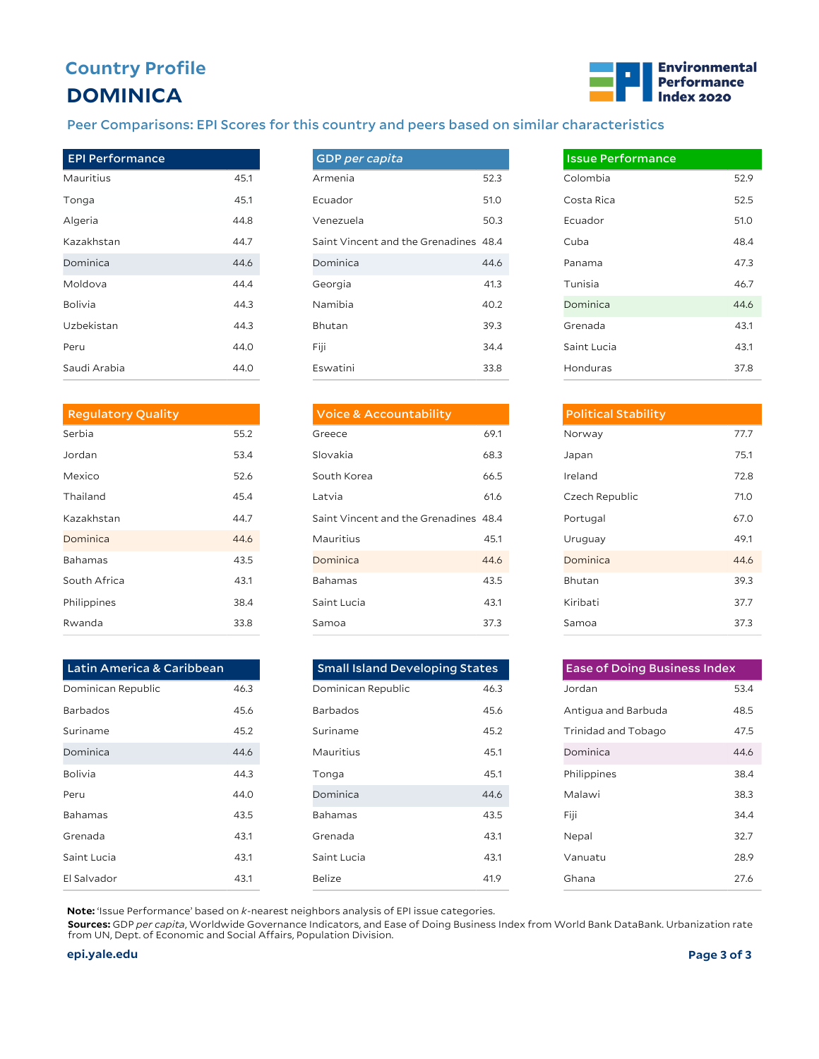## Country Profile

# DOMINICA

Environmental Performance Index 2020

### Peer Comparisons: EPI Scores for this country and peers based on similar characteristics

| EPI Performance | |
|---|---|
| Mauritius | 45.1 |
| Tonga | 45.1 |
| Algeria | 44.8 |
| Kazakhstan | 44.7 |
| Dominica | 44.6 |
| Moldova | 44.4 |
| Bolivia | 44.3 |
| Uzbekistan | 44.3 |
| Peru | 44.0 |
| Saudi Arabia | 44.0 |

| GDP *per capita* | |
|---|---|
| Armenia | 52.3 |
| Ecuador | 51.0 |
| Venezuela | 50.3 |
| Saint Vincent and the Grenadines | 48.4 |
| Dominica | 44.6 |
| Georgia | 41.3 |
| Namibia | 40.2 |
| Bhutan | 39.3 |
| Fiji | 34.4 |
| Eswatini | 33.8 |

| Issue Performance | |
|---|---|
| Colombia | 52.9 |
| Costa Rica | 52.5 |
| Ecuador | 51.0 |
| Cuba | 48.4 |
| Panama | 47.3 |
| Tunisia | 46.7 |
| Dominica | 44.6 |
| Grenada | 43.1 |
| Saint Lucia | 43.1 |
| Honduras | 37.8 |

| Regulatory Quality | |
|---|---|
| Serbia | 55.2 |
| Jordan | 53.4 |
| Mexico | 52.6 |
| Thailand | 45.4 |
| Kazakhstan | 44.7 |
| Dominica | 44.6 |
| Bahamas | 43.5 |
| South Africa | 43.1 |
| Philippines | 38.4 |
| Rwanda | 33.8 |

| Voice & Accountability | |
|---|---|
| Greece | 69.1 |
| Slovakia | 68.3 |
| South Korea | 66.5 |
| Latvia | 61.6 |
| Saint Vincent and the Grenadines | 48.4 |
| Mauritius | 45.1 |
| Dominica | 44.6 |
| Bahamas | 43.5 |
| Saint Lucia | 43.1 |
| Samoa | 37.3 |

| Political Stability | |
|---|---|
| Norway | 77.7 |
| Japan | 75.1 |
| Ireland | 72.8 |
| Czech Republic | 71.0 |
| Portugal | 67.0 |
| Uruguay | 49.1 |
| Dominica | 44.6 |
| Bhutan | 39.3 |
| Kiribati | 37.7 |
| Samoa | 37.3 |

| Latin America & Caribbean | |
|---|---|
| Dominican Republic | 46.3 |
| Barbados | 45.6 |
| Suriname | 45.2 |
| Dominica | 44.6 |
| Bolivia | 44.3 |
| Peru | 44.0 |
| Bahamas | 43.5 |
| Grenada | 43.1 |
| Saint Lucia | 43.1 |
| El Salvador | 43.1 |

| Small Island Developing States | |
|---|---|
| Dominican Republic | 46.3 |
| Barbados | 45.6 |
| Suriname | 45.2 |
| Mauritius | 45.1 |
| Tonga | 45.1 |
| Dominica | 44.6 |
| Bahamas | 43.5 |
| Grenada | 43.1 |
| Saint Lucia | 43.1 |
| Belize | 41.9 |

| Ease of Doing Business Index | |
|---|---|
| Jordan | 53.4 |
| Antigua and Barbuda | 48.5 |
| Trinidad and Tobago | 47.5 |
| Dominica | 44.6 |
| Philippines | 38.4 |
| Malawi | 38.3 |
| Fiji | 34.4 |
| Nepal | 32.7 |
| Vanuatu | 28.9 |
| Ghana | 27.6 |

**Note:** 'Issue Performance' based on *k*-nearest neighbors analysis of EPI issue categories.

**Sources:** GDP *per capita*, Worldwide Governance Indicators, and Ease of Doing Business Index from World Bank DataBank. Urbanization rate from UN, Dept. of Economic and Social Affairs, Population Division.

epi.yale.edu